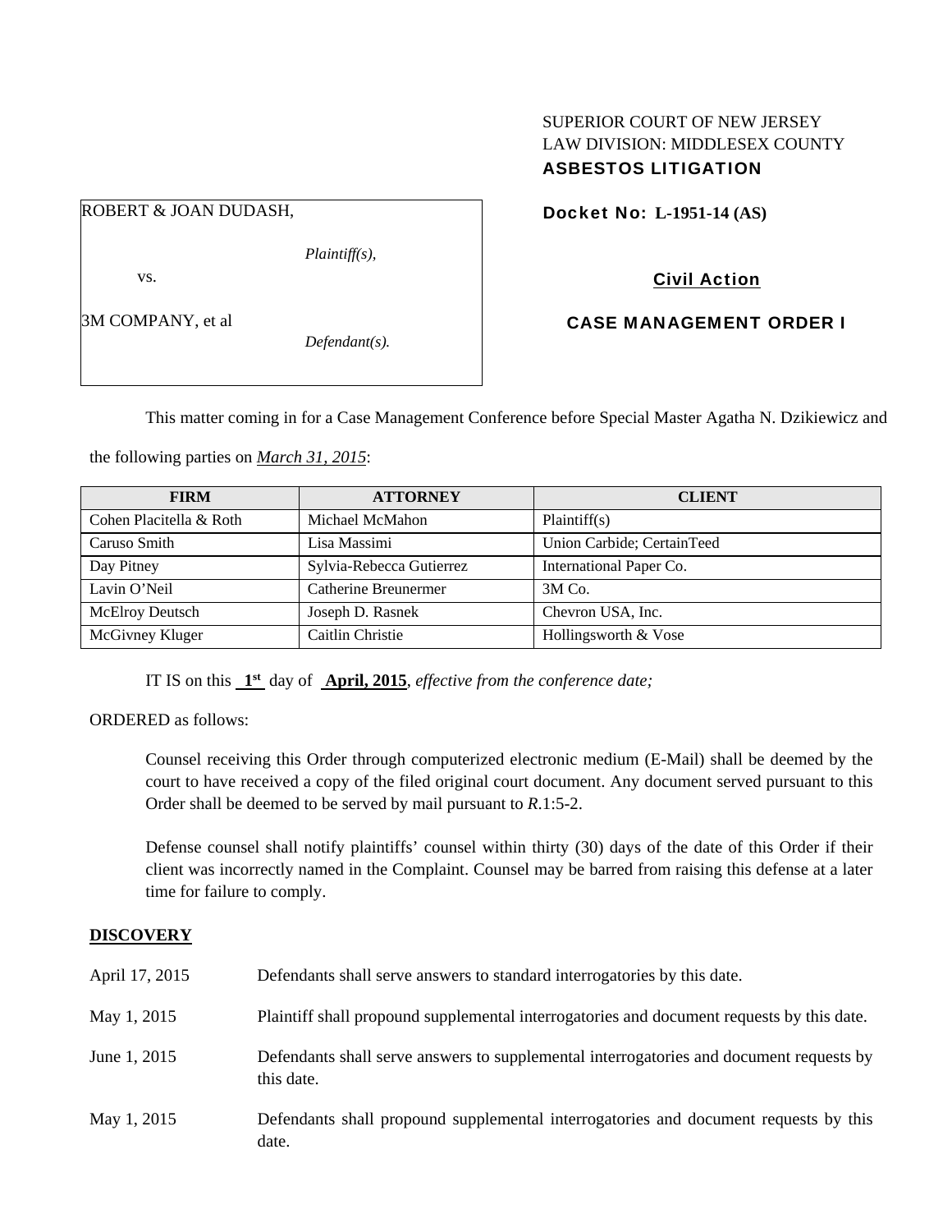SUPERIOR COURT OF NEW JERSEY
LAW DIVISION: MIDDLESEX COUNTY
**ASBESTOS LITIGATION**

ROBERT & JOAN DUDASH,

*Plaintiff(s),*

vs.

3M COMPANY, et al

*Defendant(s).*

**Docket No: L-1951-14 (AS)**

**Civil Action**

**CASE MANAGEMENT ORDER I**

This matter coming in for a Case Management Conference before Special Master Agatha N. Dzikiewicz and the following parties on ***March 31, 2015***:

| FIRM | ATTORNEY | CLIENT |
|---|---|---|
| Cohen Placitella & Roth | Michael McMahon | Plaintiff(s) |
| Caruso Smith | Lisa Massimi | Union Carbide; CertainTeed |
| Day Pitney | Sylvia-Rebecca Gutierrez | International Paper Co. |
| Lavin O'Neil | Catherine Breunermer | 3M Co. |
| McElroy Deutsch | Joseph D. Rasnek | Chevron USA, Inc. |
| McGivney Kluger | Caitlin Christie | Hollingsworth & Vose |

IT IS on this **1st** day of **April, 2015**, *effective from the conference date;*

ORDERED as follows:

Counsel receiving this Order through computerized electronic medium (E-Mail) shall be deemed by the court to have received a copy of the filed original court document. Any document served pursuant to this Order shall be deemed to be served by mail pursuant to *R*.1:5-2.

Defense counsel shall notify plaintiffs' counsel within thirty (30) days of the date of this Order if their client was incorrectly named in the Complaint. Counsel may be barred from raising this defense at a later time for failure to comply.

## DISCOVERY

| | |
|---|---|
| April 17, 2015 | Defendants shall serve answers to standard interrogatories by this date. |
| May 1, 2015 | Plaintiff shall propound supplemental interrogatories and document requests by this date. |
| June 1, 2015 | Defendants shall serve answers to supplemental interrogatories and document requests by this date. |
| May 1, 2015 | Defendants shall propound supplemental interrogatories and document requests by this date. |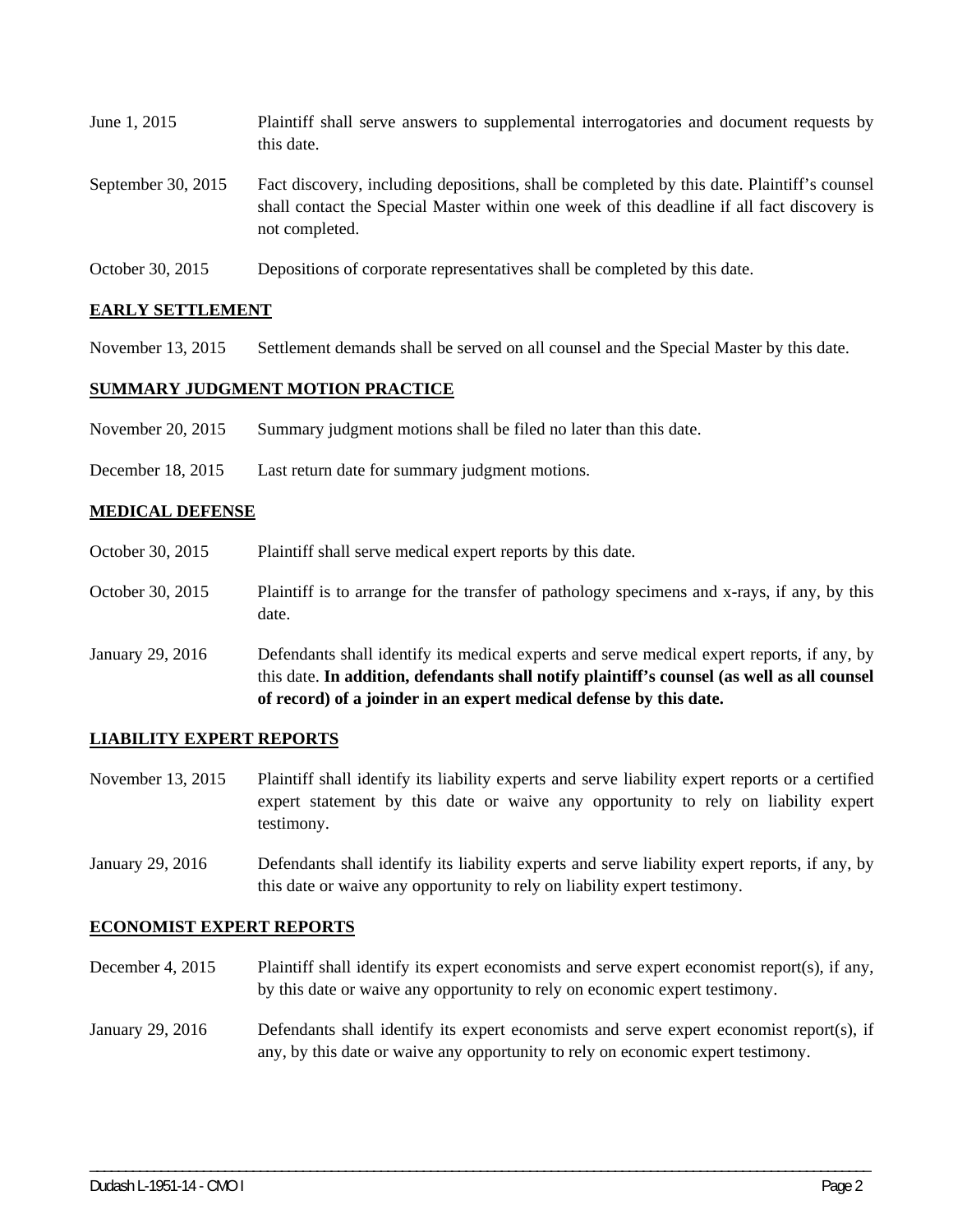June 1, 2015 — Plaintiff shall serve answers to supplemental interrogatories and document requests by this date.

September 30, 2015 — Fact discovery, including depositions, shall be completed by this date. Plaintiff's counsel shall contact the Special Master within one week of this deadline if all fact discovery is not completed.

October 30, 2015 — Depositions of corporate representatives shall be completed by this date.

## EARLY SETTLEMENT

November 13, 2015 — Settlement demands shall be served on all counsel and the Special Master by this date.

## SUMMARY JUDGMENT MOTION PRACTICE

November 20, 2015 — Summary judgment motions shall be filed no later than this date.

December 18, 2015 — Last return date for summary judgment motions.

## MEDICAL DEFENSE

October 30, 2015 — Plaintiff shall serve medical expert reports by this date.

October 30, 2015 — Plaintiff is to arrange for the transfer of pathology specimens and x-rays, if any, by this date.

January 29, 2016 — Defendants shall identify its medical experts and serve medical expert reports, if any, by this date. **In addition, defendants shall notify plaintiff's counsel (as well as all counsel of record) of a joinder in an expert medical defense by this date.**

## LIABILITY EXPERT REPORTS

November 13, 2015 — Plaintiff shall identify its liability experts and serve liability expert reports or a certified expert statement by this date or waive any opportunity to rely on liability expert testimony.

January 29, 2016 — Defendants shall identify its liability experts and serve liability expert reports, if any, by this date or waive any opportunity to rely on liability expert testimony.

## ECONOMIST EXPERT REPORTS

December 4, 2015 — Plaintiff shall identify its expert economists and serve expert economist report(s), if any, by this date or waive any opportunity to rely on economic expert testimony.

January 29, 2016 — Defendants shall identify its expert economists and serve expert economist report(s), if any, by this date or waive any opportunity to rely on economic expert testimony.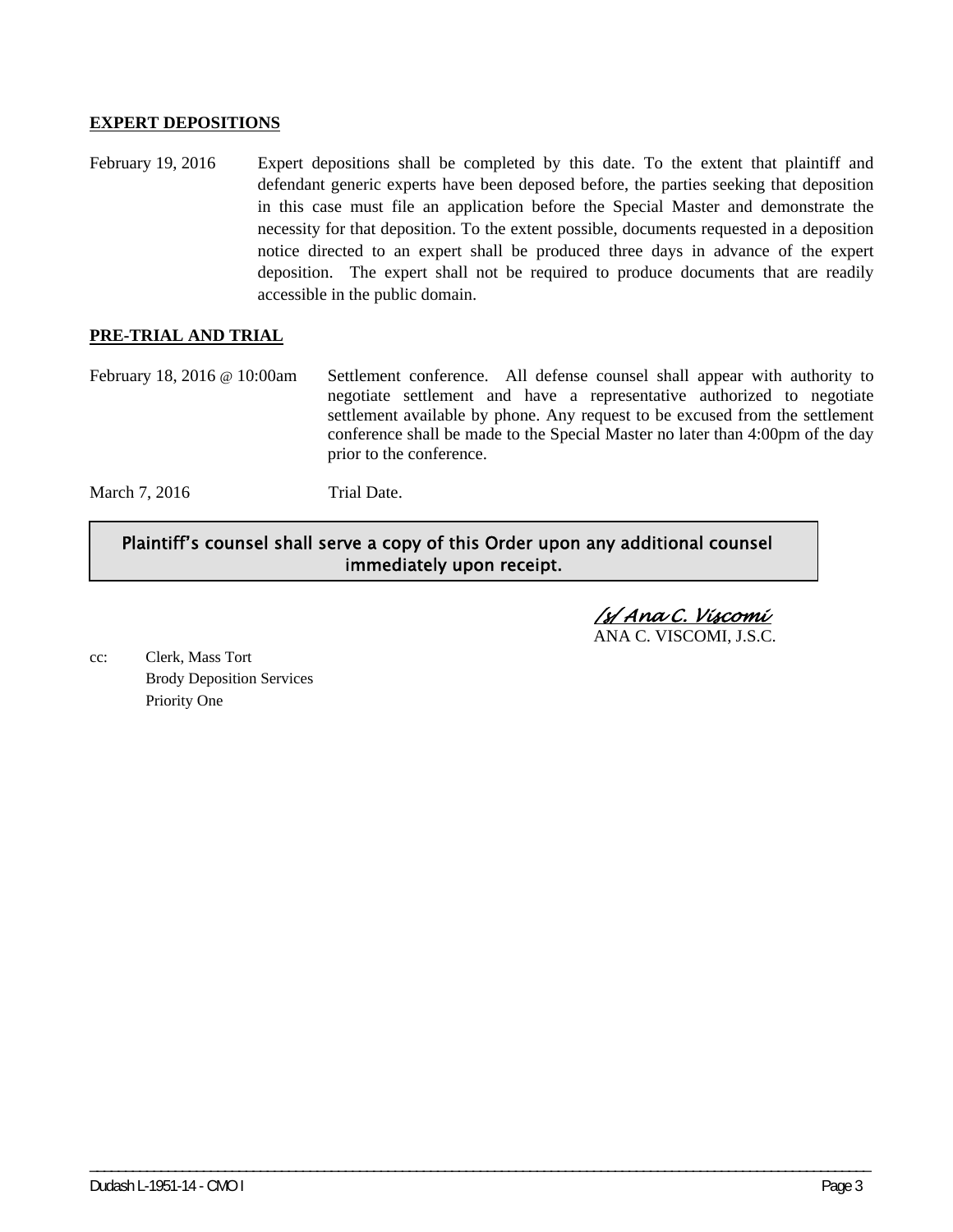**EXPERT DEPOSITIONS**

| | |
|---|---|
| February 19, 2016 | Expert depositions shall be completed by this date. To the extent that plaintiff and defendant generic experts have been deposed before, the parties seeking that deposition in this case must file an application before the Special Master and demonstrate the necessity for that deposition. To the extent possible, documents requested in a deposition notice directed to an expert shall be produced three days in advance of the expert deposition. The expert shall not be required to produce documents that are readily accessible in the public domain. |

**PRE-TRIAL AND TRIAL**

| | |
|---|---|
| February 18, 2016 @ 10:00am | Settlement conference. All defense counsel shall appear with authority to negotiate settlement and have a representative authorized to negotiate settlement available by phone. Any request to be excused from the settlement conference shall be made to the Special Master no later than 4:00pm of the day prior to the conference. |
| March 7, 2016 | Trial Date. |

**Plaintiff's counsel shall serve a copy of this Order upon any additional counsel immediately upon receipt.**

*/s/ Ana C. Viscomi*
ANA C. VISCOMI, J.S.C.

cc: Clerk, Mass Tort
Brody Deposition Services
Priority One